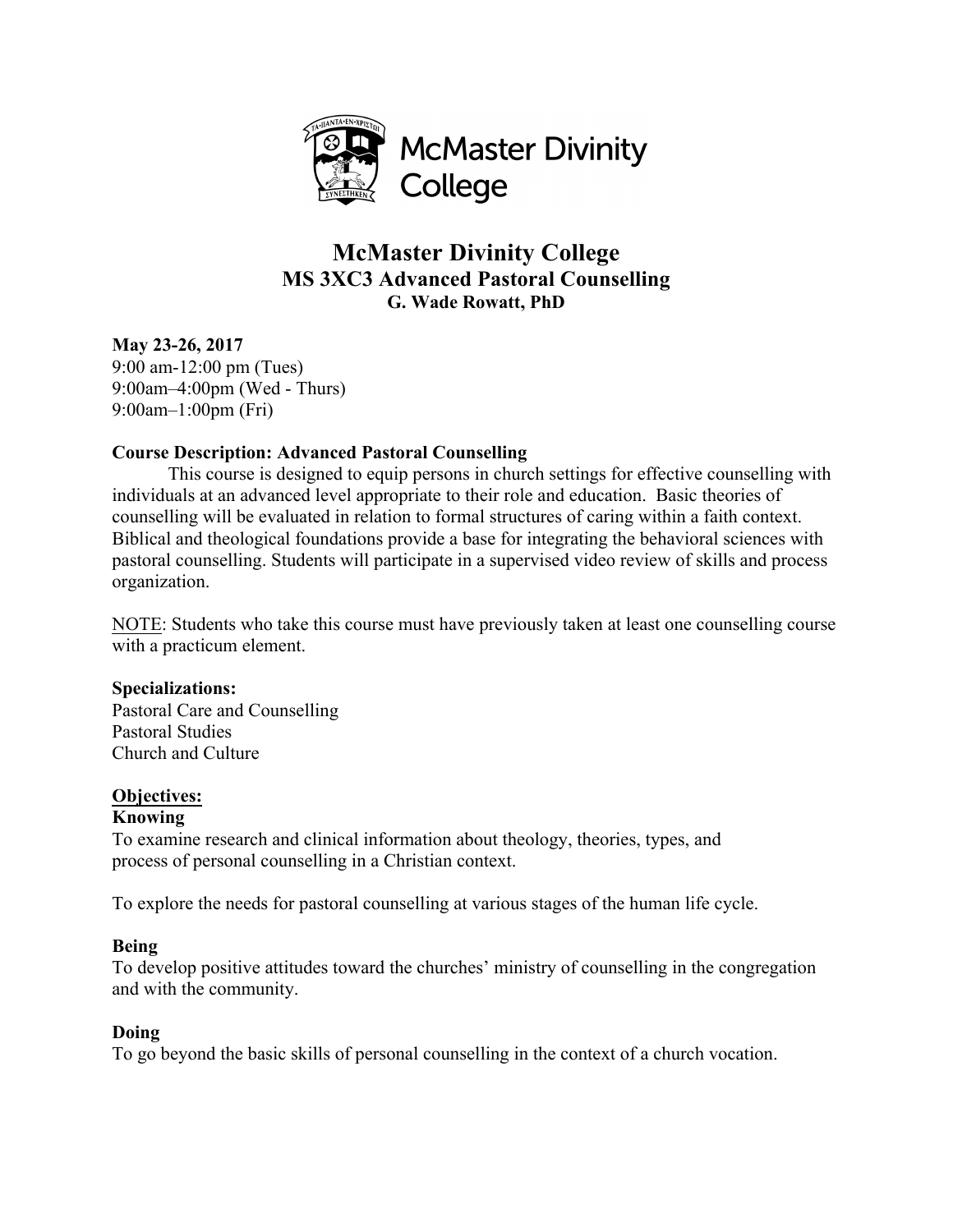# McMaster Divinity College

## MS 3XC3 Advanced Pastoral Counselling

### G. Wade Rowatt, PhD

**May 23-26, 2017**
9:00 am-12:00 pm (Tues)
9:00am–4:00pm (Wed - Thurs)
9:00am–1:00pm (Fri)

**Course Description: Advanced Pastoral Counselling**

This course is designed to equip persons in church settings for effective counselling with individuals at an advanced level appropriate to their role and education. Basic theories of counselling will be evaluated in relation to formal structures of caring within a faith context. Biblical and theological foundations provide a base for integrating the behavioral sciences with pastoral counselling. Students will participate in a supervised video review of skills and process organization.

NOTE: Students who take this course must have previously taken at least one counselling course with a practicum element.

**Specializations:**
Pastoral Care and Counselling
Pastoral Studies
Church and Culture

**Objectives:**

**Knowing**

To examine research and clinical information about theology, theories, types, and process of personal counselling in a Christian context.

To explore the needs for pastoral counselling at various stages of the human life cycle.

**Being**

To develop positive attitudes toward the churches' ministry of counselling in the congregation and with the community.

**Doing**

To go beyond the basic skills of personal counselling in the context of a church vocation.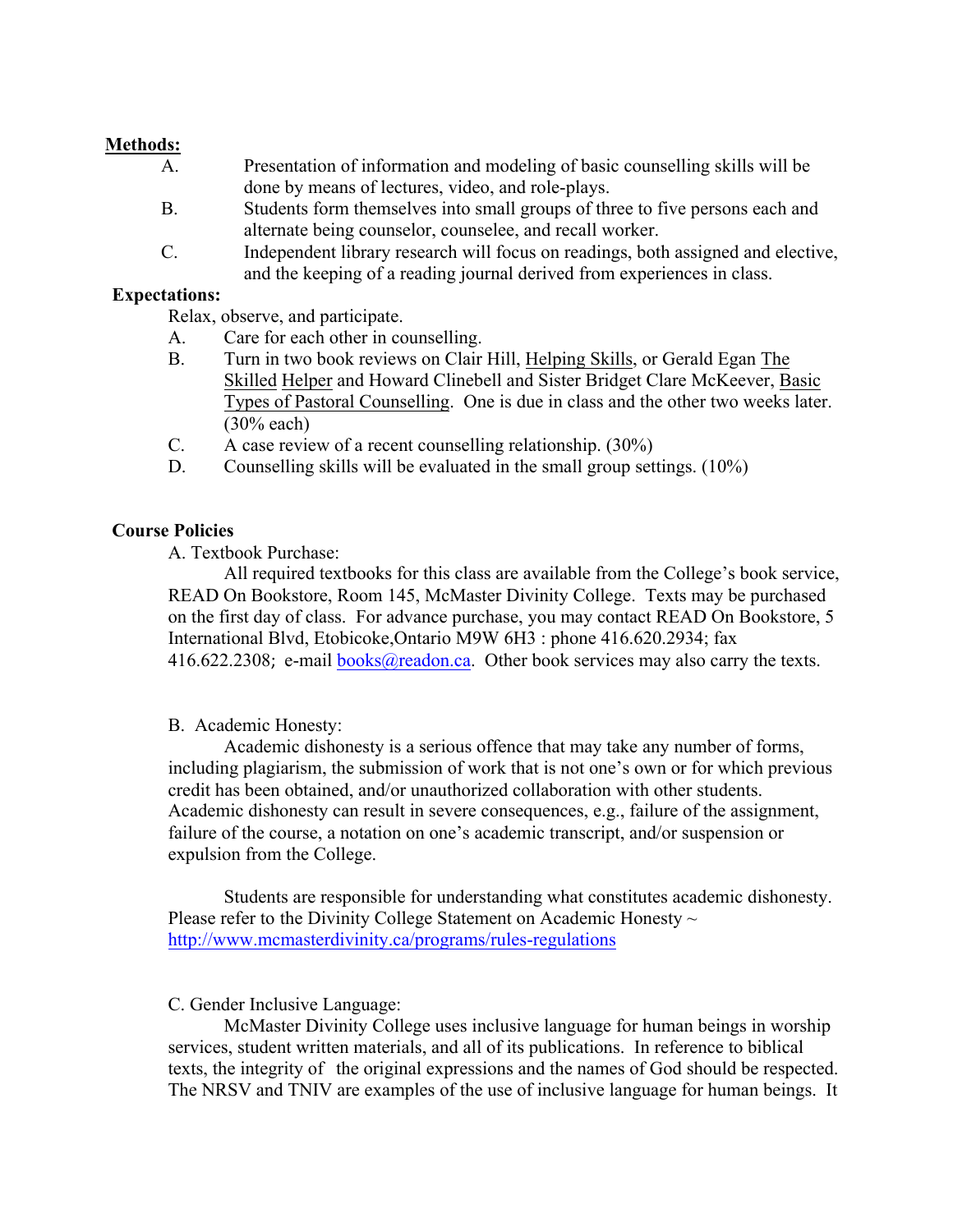**Methods:**

A. Presentation of information and modeling of basic counselling skills will be done by means of lectures, video, and role-plays.

B. Students form themselves into small groups of three to five persons each and alternate being counselor, counselee, and recall worker.

C. Independent library research will focus on readings, both assigned and elective, and the keeping of a reading journal derived from experiences in class.

**Expectations:**

Relax, observe, and participate.

A. Care for each other in counselling.

B. Turn in two book reviews on Clair Hill, Helping Skills, or Gerald Egan The Skilled Helper and Howard Clinebell and Sister Bridget Clare McKeever, Basic Types of Pastoral Counselling. One is due in class and the other two weeks later. (30% each)

C. A case review of a recent counselling relationship. (30%)

D. Counselling skills will be evaluated in the small group settings. (10%)

**Course Policies**

A. Textbook Purchase:

All required textbooks for this class are available from the College's book service, READ On Bookstore, Room 145, McMaster Divinity College. Texts may be purchased on the first day of class. For advance purchase, you may contact READ On Bookstore, 5 International Blvd, Etobicoke,Ontario M9W 6H3 : phone 416.620.2934; fax 416.622.2308; e-mail books@readon.ca. Other book services may also carry the texts.

B. Academic Honesty:

Academic dishonesty is a serious offence that may take any number of forms, including plagiarism, the submission of work that is not one's own or for which previous credit has been obtained, and/or unauthorized collaboration with other students. Academic dishonesty can result in severe consequences, e.g., failure of the assignment, failure of the course, a notation on one's academic transcript, and/or suspension or expulsion from the College.

Students are responsible for understanding what constitutes academic dishonesty. Please refer to the Divinity College Statement on Academic Honesty ~ http://www.mcmasterdivinity.ca/programs/rules-regulations

C. Gender Inclusive Language:

McMaster Divinity College uses inclusive language for human beings in worship services, student written materials, and all of its publications. In reference to biblical texts, the integrity of the original expressions and the names of God should be respected. The NRSV and TNIV are examples of the use of inclusive language for human beings. It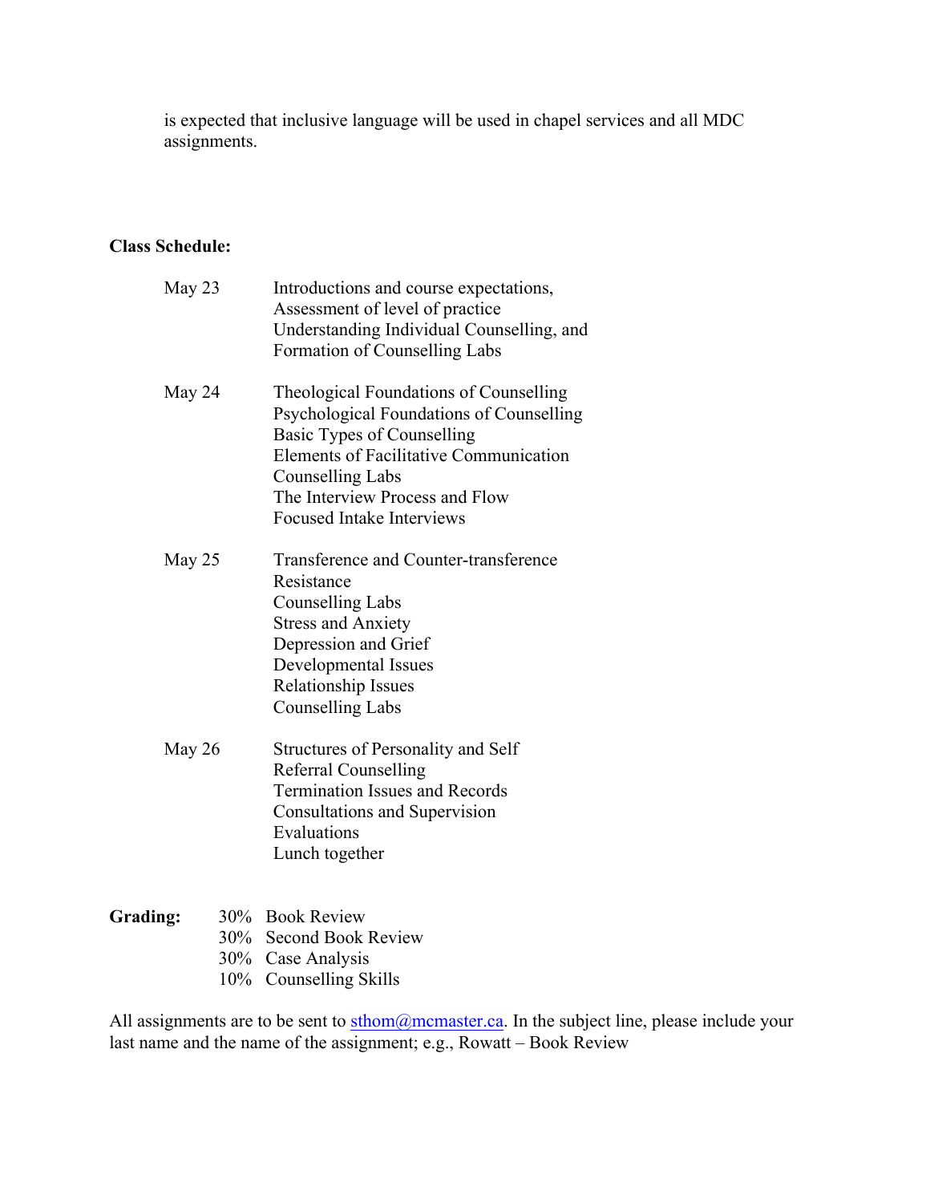is expected that inclusive language will be used in chapel services and all MDC assignments.

**Class Schedule:**

May 23
- Introductions and course expectations,
- Assessment of level of practice
- Understanding Individual Counselling, and
- Formation of Counselling Labs

May 24
- Theological Foundations of Counselling
- Psychological Foundations of Counselling
- Basic Types of Counselling
- Elements of Facilitative Communication
- Counselling Labs
- The Interview Process and Flow
- Focused Intake Interviews

May 25
- Transference and Counter-transference
- Resistance
- Counselling Labs
- Stress and Anxiety
- Depression and Grief
- Developmental Issues
- Relationship Issues
- Counselling Labs

May 26
- Structures of Personality and Self
- Referral Counselling
- Termination Issues and Records
- Consultations and Supervision
- Evaluations
- Lunch together

**Grading:**
- 30% Book Review
- 30% Second Book Review
- 30% Case Analysis
- 10% Counselling Skills

All assignments are to be sent to sthom@mcmaster.ca. In the subject line, please include your last name and the name of the assignment; e.g., Rowatt – Book Review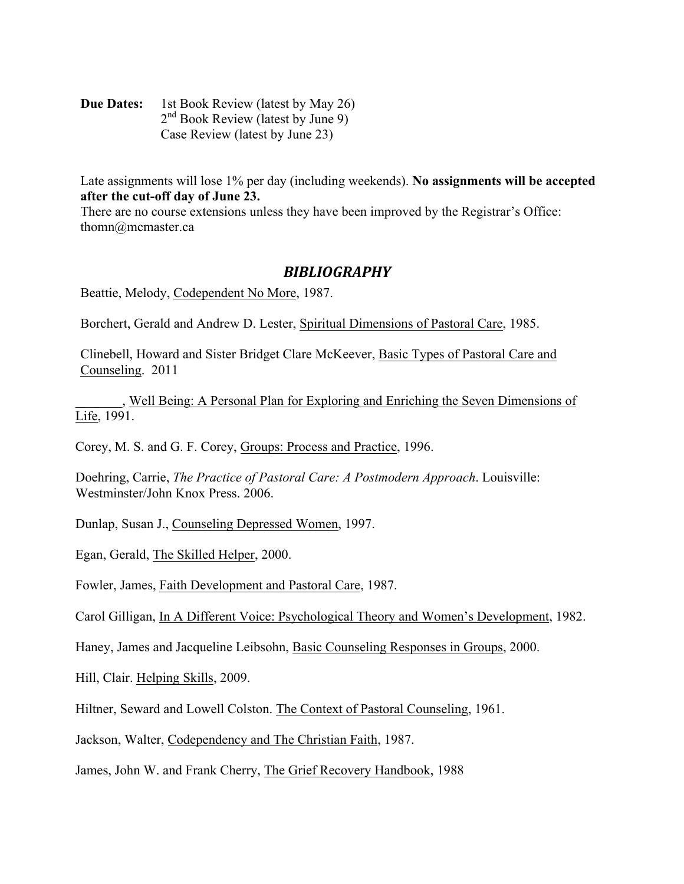**Due Dates:** 1st Book Review (latest by May 26)
2nd Book Review (latest by June 9)
Case Review (latest by June 23)

Late assignments will lose 1% per day (including weekends). **No assignments will be accepted after the cut-off day of June 23.**
There are no course extensions unless they have been improved by the Registrar's Office: thomn@mcmaster.ca

## ***BIBLIOGRAPHY***

Beattie, Melody, Codependent No More, 1987.

Borchert, Gerald and Andrew D. Lester, Spiritual Dimensions of Pastoral Care, 1985.

Clinebell, Howard and Sister Bridget Clare McKeever, Basic Types of Pastoral Care and Counseling. 2011

_______, Well Being: A Personal Plan for Exploring and Enriching the Seven Dimensions of Life, 1991.

Corey, M. S. and G. F. Corey, Groups: Process and Practice, 1996.

Doehring, Carrie, *The Practice of Pastoral Care: A Postmodern Approach*. Louisville: Westminster/John Knox Press. 2006.

Dunlap, Susan J., Counseling Depressed Women, 1997.

Egan, Gerald, The Skilled Helper, 2000.

Fowler, James, Faith Development and Pastoral Care, 1987.

Carol Gilligan, In A Different Voice: Psychological Theory and Women's Development, 1982.

Haney, James and Jacqueline Leibsohn, Basic Counseling Responses in Groups, 2000.

Hill, Clair. Helping Skills, 2009.

Hiltner, Seward and Lowell Colston. The Context of Pastoral Counseling, 1961.

Jackson, Walter, Codependency and The Christian Faith, 1987.

James, John W. and Frank Cherry, The Grief Recovery Handbook, 1988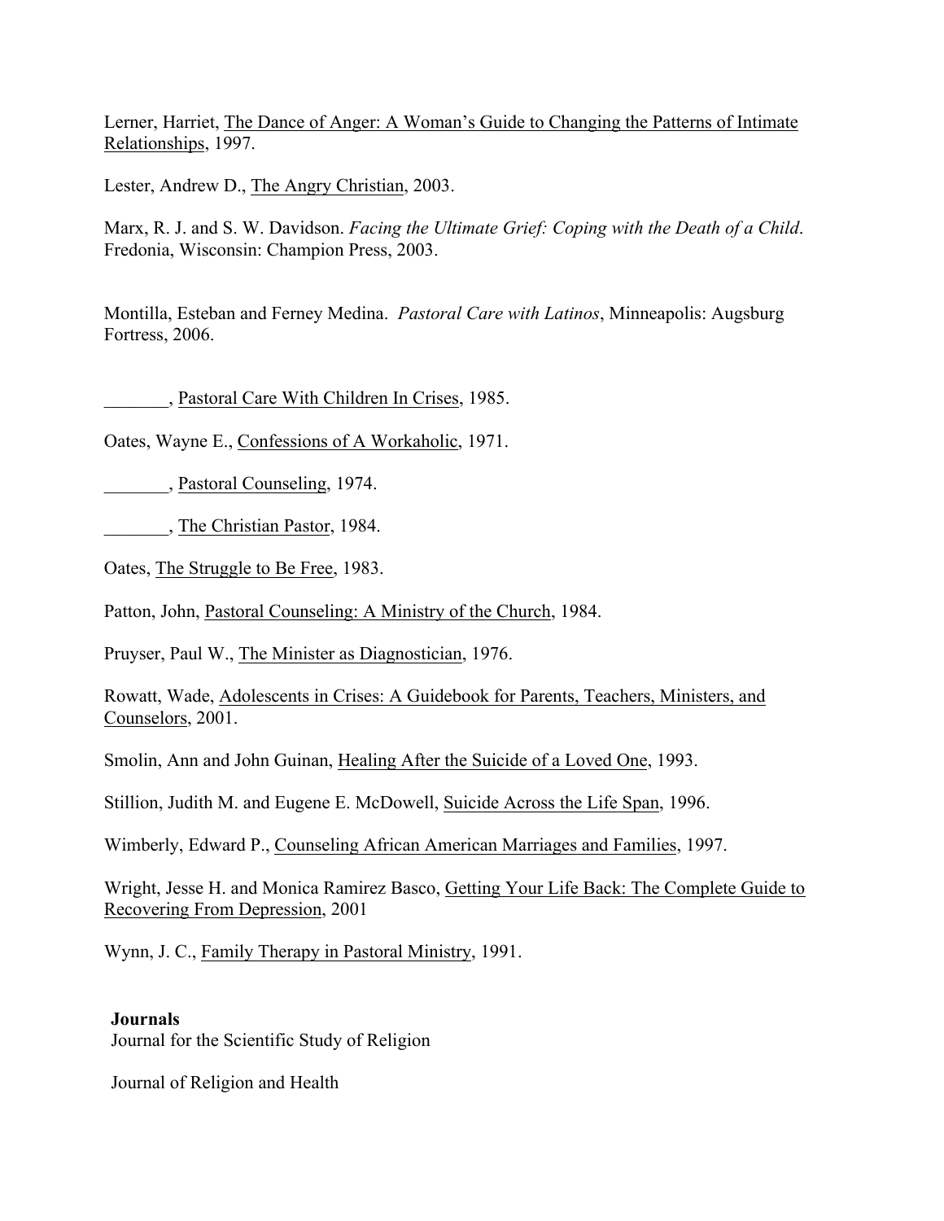Lerner, Harriet, <u>The Dance of Anger: A Woman's Guide to Changing the Patterns of Intimate Relationships</u>, 1997.

Lester, Andrew D., <u>The Angry Christian</u>, 2003.

Marx, R. J. and S. W. Davidson. *Facing the Ultimate Grief: Coping with the Death of a Child*. Fredonia, Wisconsin: Champion Press, 2003.

Montilla, Esteban and Ferney Medina. *Pastoral Care with Latinos*, Minneapolis: Augsburg Fortress, 2006.

_______, <u>Pastoral Care With Children In Crises</u>, 1985.

Oates, Wayne E., <u>Confessions of A Workaholic</u>, 1971.

_______, <u>Pastoral Counseling</u>, 1974.

_______, <u>The Christian Pastor</u>, 1984.

Oates, <u>The Struggle to Be Free</u>, 1983.

Patton, John, <u>Pastoral Counseling: A Ministry of the Church</u>, 1984.

Pruyser, Paul W., <u>The Minister as Diagnostician</u>, 1976.

Rowatt, Wade, <u>Adolescents in Crises: A Guidebook for Parents, Teachers, Ministers, and Counselors</u>, 2001.

Smolin, Ann and John Guinan, <u>Healing After the Suicide of a Loved One</u>, 1993.

Stillion, Judith M. and Eugene E. McDowell, <u>Suicide Across the Life Span</u>, 1996.

Wimberly, Edward P., <u>Counseling African American Marriages and Families</u>, 1997.

Wright, Jesse H. and Monica Ramirez Basco, <u>Getting Your Life Back: The Complete Guide to Recovering From Depression</u>, 2001

Wynn, J. C., <u>Family Therapy in Pastoral Ministry</u>, 1991.

**Journals**

Journal for the Scientific Study of Religion

Journal of Religion and Health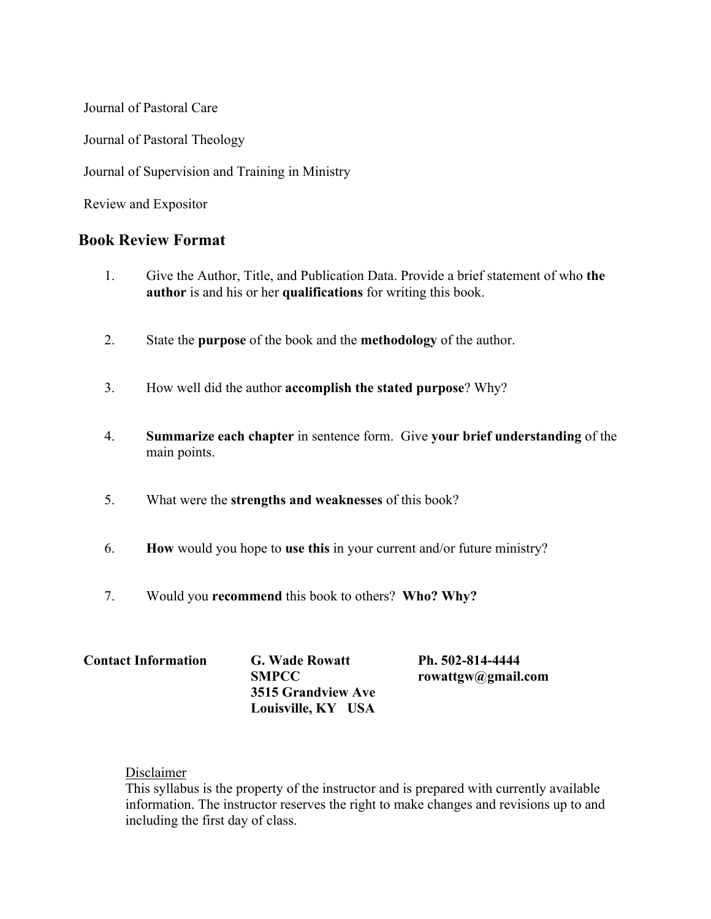Journal of Pastoral Care

Journal of Pastoral Theology

Journal of Supervision and Training in Ministry

Review and Expositor

## Book Review Format

1. Give the Author, Title, and Publication Data. Provide a brief statement of who **the author** is and his or her **qualifications** for writing this book.

2. State the **purpose** of the book and the **methodology** of the author.

3. How well did the author **accomplish the stated purpose**? Why?

4. **Summarize each chapter** in sentence form. Give **your brief understanding** of the main points.

5. What were the **strengths and weaknesses** of this book?

6. **How** would you hope to **use this** in your current and/or future ministry?

7. Would you **recommend** this book to others? **Who? Why?**

| | | |
|---|---|---|
| **Contact Information** | **G. Wade Rowatt**<br>**SMPCC**<br>**3515 Grandview Ave**<br>**Louisville, KY USA** | **Ph. 502-814-4444**<br>**rowattgw@gmail.com** |

Disclaimer

This syllabus is the property of the instructor and is prepared with currently available information. The instructor reserves the right to make changes and revisions up to and including the first day of class.